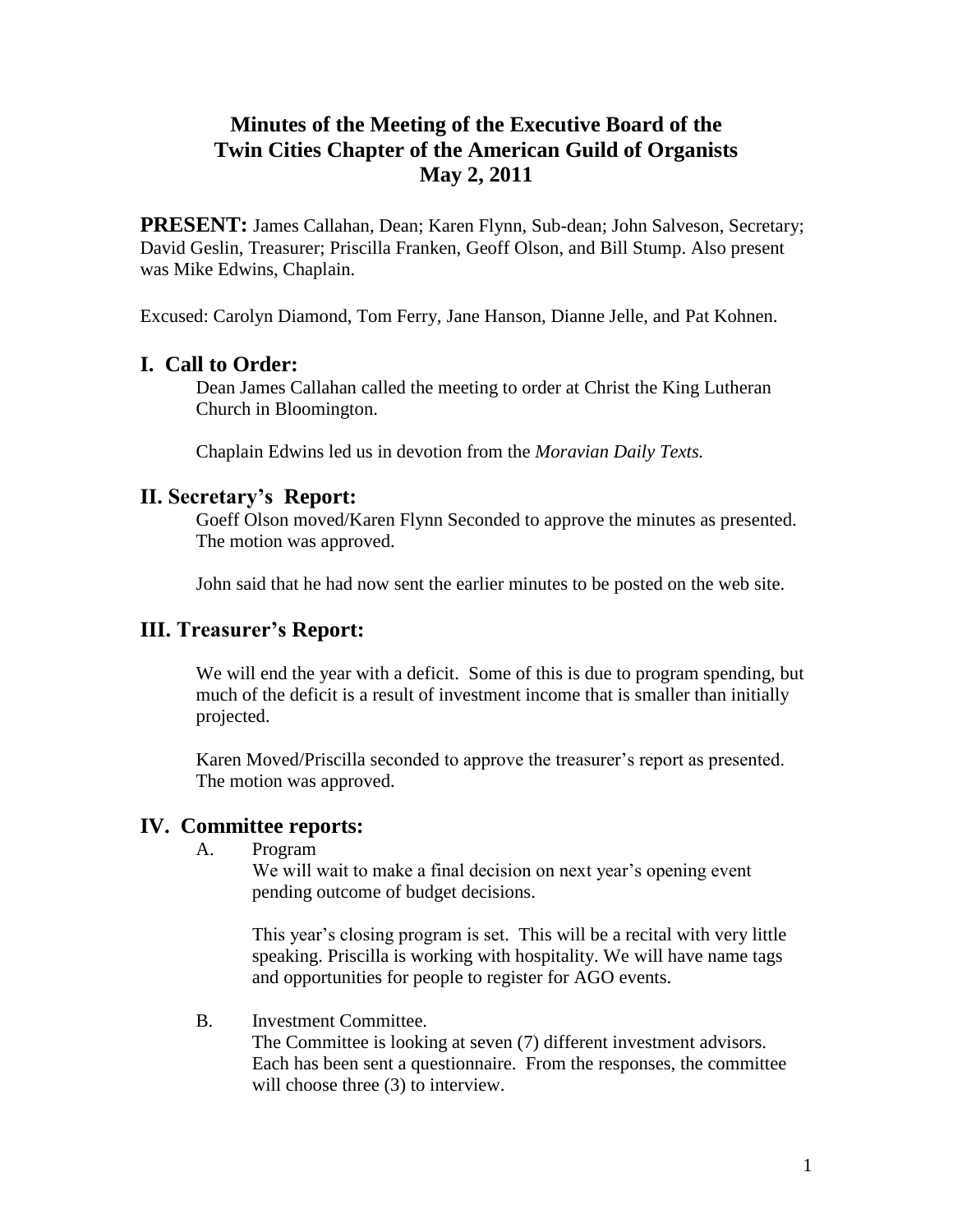# Minutes of the Meeting of the Executive Board of the Twin Cities Chapter of the American Guild of Organists May 2, 2011

**PRESENT:** James Callahan, Dean; Karen Flynn, Sub-dean; John Salveson, Secretary; David Geslin, Treasurer; Priscilla Franken, Geoff Olson, and Bill Stump. Also present was Mike Edwins, Chaplain.

Excused: Carolyn Diamond, Tom Ferry, Jane Hanson, Dianne Jelle, and Pat Kohnen.

## I. Call to Order:

Dean James Callahan called the meeting to order at Christ the King Lutheran Church in Bloomington.

Chaplain Edwins led us in devotion from the *Moravian Daily Texts.*

## II. Secretary's Report:

Goeff Olson moved/Karen Flynn Seconded to approve the minutes as presented. The motion was approved.

John said that he had now sent the earlier minutes to be posted on the web site.

## III. Treasurer's Report:

We will end the year with a deficit. Some of this is due to program spending, but much of the deficit is a result of investment income that is smaller than initially projected.

Karen Moved/Priscilla seconded to approve the treasurer's report as presented. The motion was approved.

## IV. Committee reports:

A. Program

We will wait to make a final decision on next year's opening event pending outcome of budget decisions.

This year's closing program is set. This will be a recital with very little speaking. Priscilla is working with hospitality. We will have name tags and opportunities for people to register for AGO events.

B. Investment Committee.

The Committee is looking at seven (7) different investment advisors. Each has been sent a questionnaire. From the responses, the committee will choose three (3) to interview.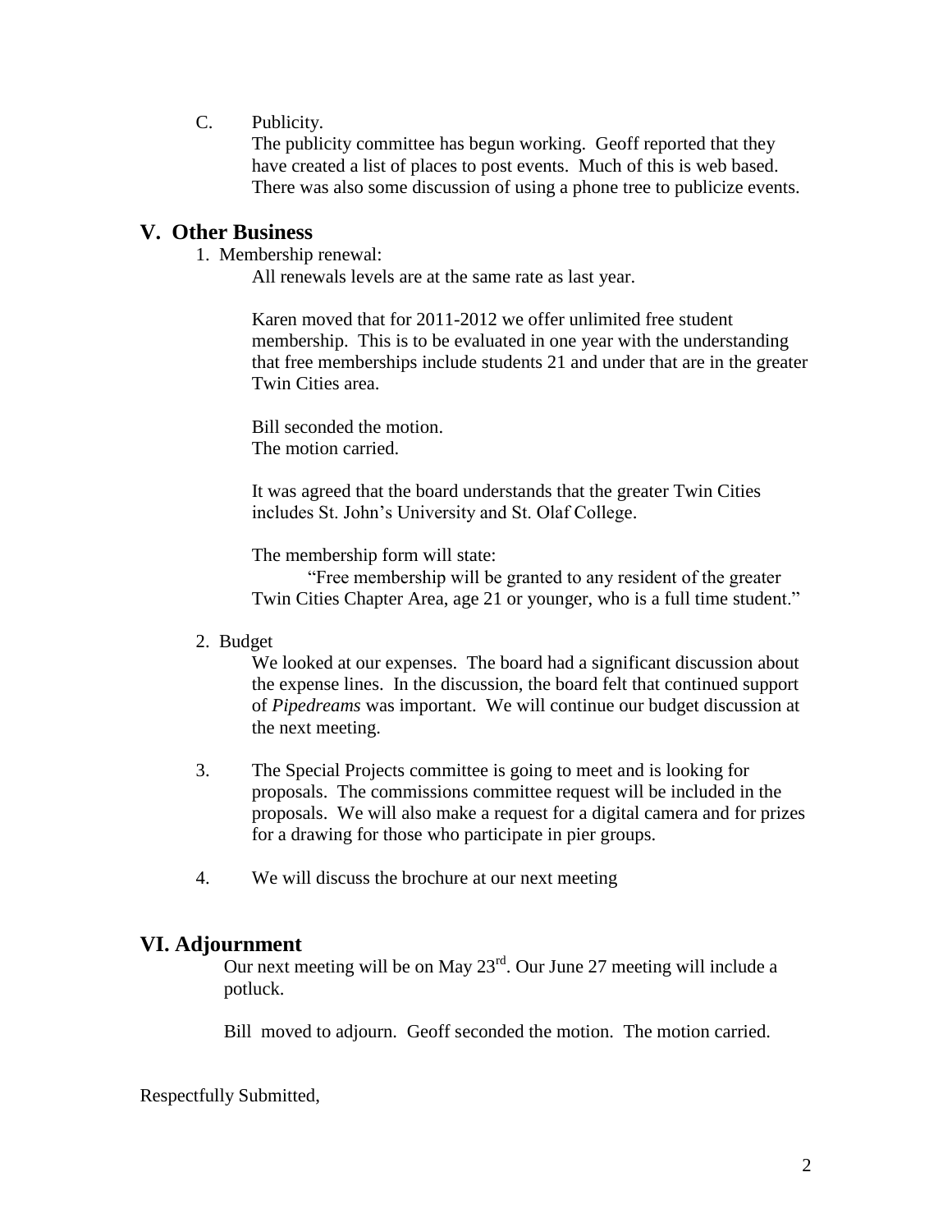C. Publicity.

The publicity committee has begun working. Geoff reported that they have created a list of places to post events. Much of this is web based. There was also some discussion of using a phone tree to publicize events.

## V. Other Business

1. Membership renewal:

   All renewals levels are at the same rate as last year.

   Karen moved that for 2011-2012 we offer unlimited free student membership. This is to be evaluated in one year with the understanding that free memberships include students 21 and under that are in the greater Twin Cities area.

   Bill seconded the motion.
   The motion carried.

   It was agreed that the board understands that the greater Twin Cities includes St. John's University and St. Olaf College.

   The membership form will state:

   "Free membership will be granted to any resident of the greater Twin Cities Chapter Area, age 21 or younger, who is a full time student."

2. Budget

   We looked at our expenses. The board had a significant discussion about the expense lines. In the discussion, the board felt that continued support of *Pipedreams* was important. We will continue our budget discussion at the next meeting.

3. The Special Projects committee is going to meet and is looking for proposals. The commissions committee request will be included in the proposals. We will also make a request for a digital camera and for prizes for a drawing for those who participate in pier groups.

4. We will discuss the brochure at our next meeting

## VI. Adjournment

Our next meeting will be on May 23rd. Our June 27 meeting will include a potluck.

Bill moved to adjourn. Geoff seconded the motion. The motion carried.

Respectfully Submitted,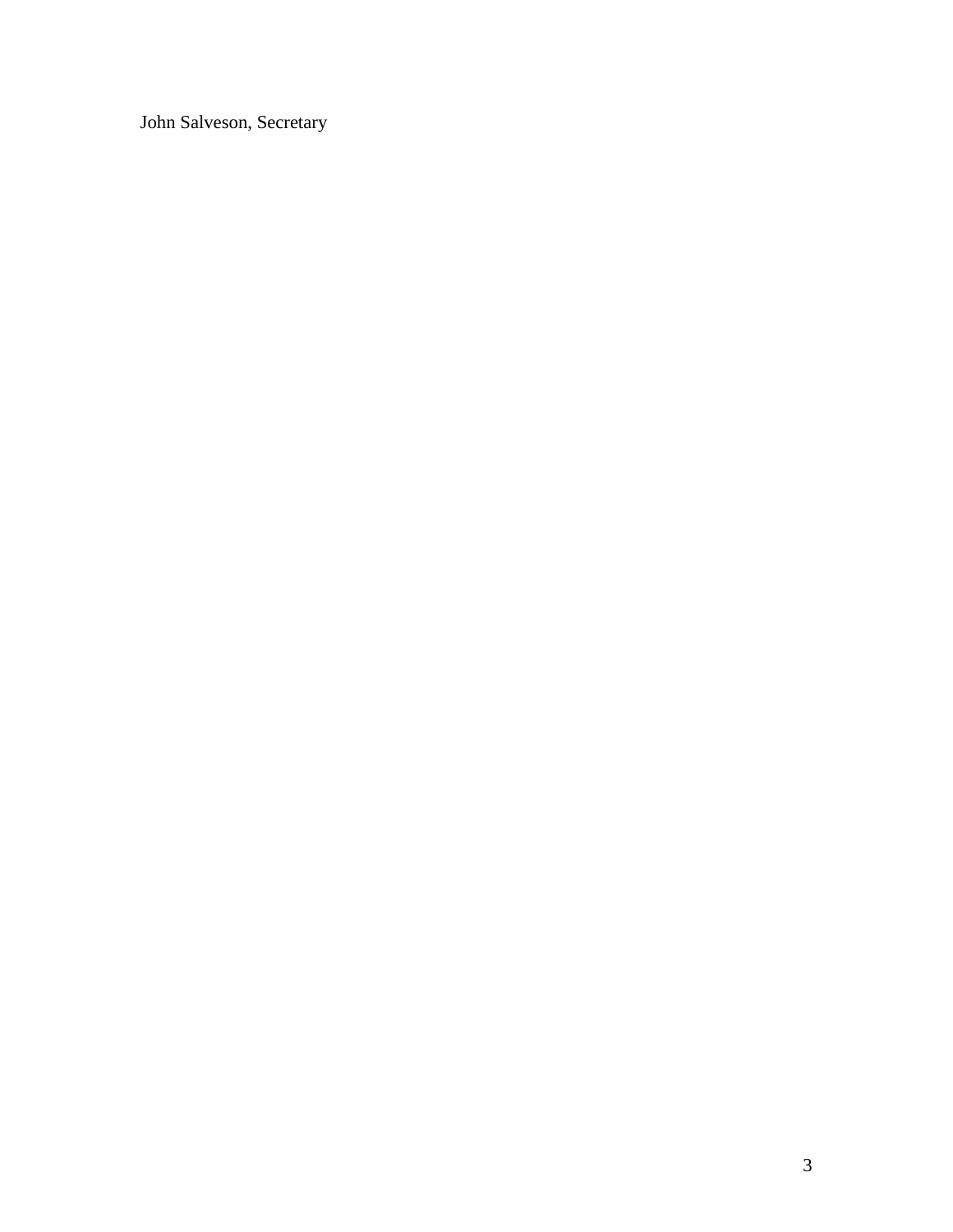John Salveson, Secretary